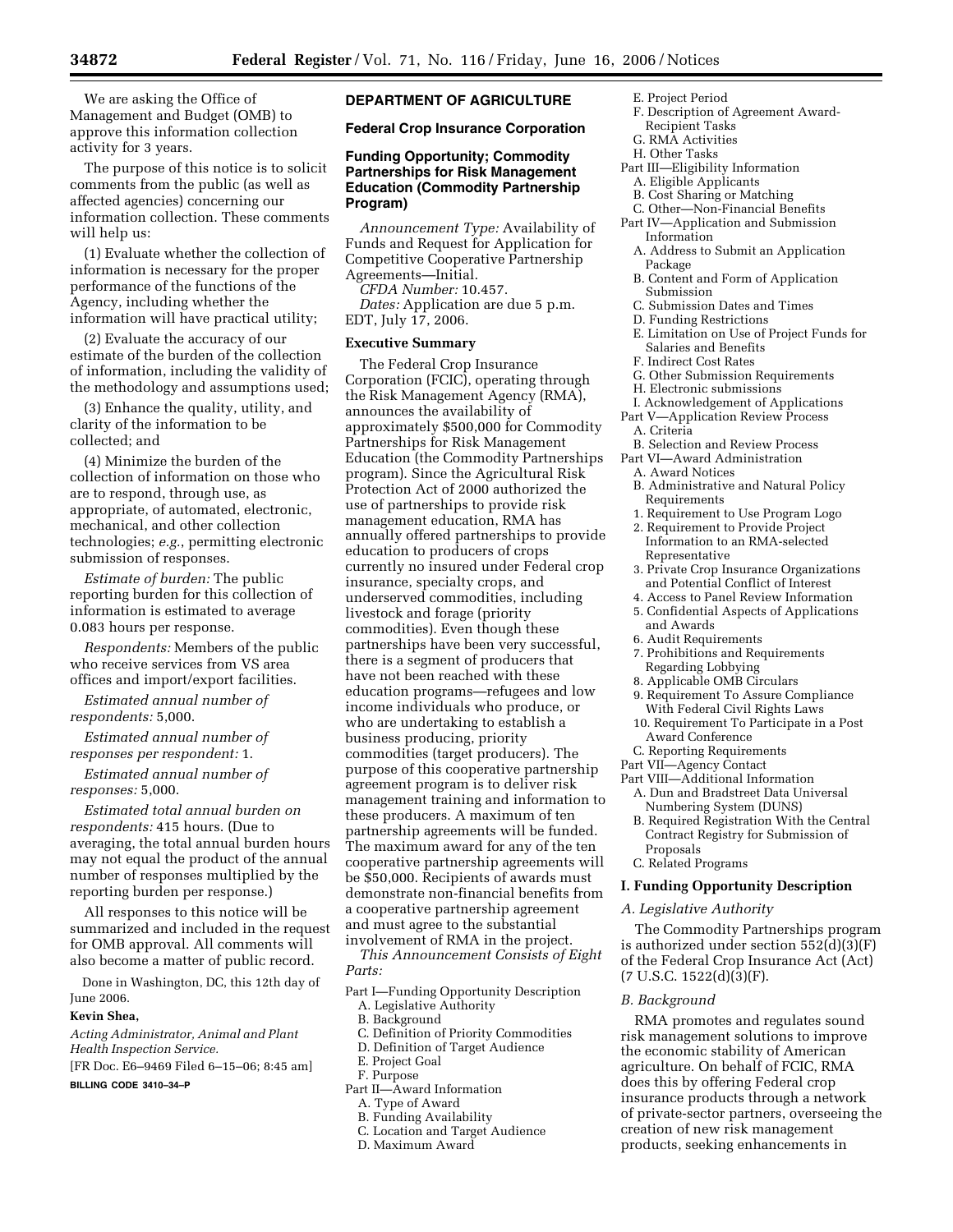We are asking the Office of Management and Budget (OMB) to approve this information collection activity for 3 years.

The purpose of this notice is to solicit comments from the public (as well as affected agencies) concerning our information collection. These comments will help us:

(1) Evaluate whether the collection of information is necessary for the proper performance of the functions of the Agency, including whether the information will have practical utility;

(2) Evaluate the accuracy of our estimate of the burden of the collection of information, including the validity of the methodology and assumptions used;

(3) Enhance the quality, utility, and clarity of the information to be collected; and

(4) Minimize the burden of the collection of information on those who are to respond, through use, as appropriate, of automated, electronic, mechanical, and other collection technologies; *e.g.*, permitting electronic submission of responses.

*Estimate of burden:* The public reporting burden for this collection of information is estimated to average 0.083 hours per response.

*Respondents:* Members of the public who receive services from VS area offices and import/export facilities.

*Estimated annual number of respondents:* 5,000.

*Estimated annual number of responses per respondent:* 1.

*Estimated annual number of responses:* 5,000.

*Estimated total annual burden on respondents:* 415 hours. (Due to averaging, the total annual burden hours may not equal the product of the annual number of responses multiplied by the reporting burden per response.)

All responses to this notice will be summarized and included in the request for OMB approval. All comments will also become a matter of public record.

Done in Washington, DC, this 12th day of June 2006.

**Kevin Shea,**

*Acting Administrator, Animal and Plant Health Inspection Service.*

[FR Doc. E6–9469 Filed 6–15–06; 8:45 am]

**BILLING CODE 3410–34–P**

## DEPARTMENT OF AGRICULTURE

### Federal Crop Insurance Corporation

### Funding Opportunity; Commodity Partnerships for Risk Management Education (Commodity Partnership Program)

*Announcement Type:* Availability of Funds and Request for Application for Competitive Cooperative Partnership Agreements—Initial.

*CFDA Number:* 10.457.

*Dates:* Application are due 5 p.m. EDT, July 17, 2006.

**Executive Summary**

The Federal Crop Insurance Corporation (FCIC), operating through the Risk Management Agency (RMA), announces the availability of approximately $500,000 for Commodity Partnerships for Risk Management Education (the Commodity Partnerships program). Since the Agricultural Risk Protection Act of 2000 authorized the use of partnerships to provide risk management education, RMA has annually offered partnerships to provide education to producers of crops currently no insured under Federal crop insurance, specialty crops, and underserved commodities, including livestock and forage (priority commodities). Even though these partnerships have been very successful, there is a segment of producers that have not been reached with these education programs—refugees and low income individuals who produce, or who are undertaking to establish a business producing, priority commodities (target producers). The purpose of this cooperative partnership agreement program is to deliver risk management training and information to these producers. A maximum of ten partnership agreements will be funded. The maximum award for any of the ten cooperative partnership agreements will be $50,000. Recipients of awards must demonstrate non-financial benefits from a cooperative partnership agreement and must agree to the substantial involvement of RMA in the project.

*This Announcement Consists of Eight Parts:*

Part I—Funding Opportunity Description
- A. Legislative Authority
- B. Background
- C. Definition of Priority Commodities
- D. Definition of Target Audience
- E. Project Goal
- F. Purpose

Part II—Award Information
- A. Type of Award
- B. Funding Availability
- C. Location and Target Audience
- D. Maximum Award
- E. Project Period
- F. Description of Agreement Award-Recipient Tasks
- G. RMA Activities
- H. Other Tasks

Part III—Eligibility Information
- A. Eligible Applicants
- B. Cost Sharing or Matching
- C. Other—Non-Financial Benefits

Part IV—Application and Submission Information
- A. Address to Submit an Application Package
- B. Content and Form of Application Submission
- C. Submission Dates and Times
- D. Funding Restrictions
- E. Limitation on Use of Project Funds for Salaries and Benefits
- F. Indirect Cost Rates
- G. Other Submission Requirements
- H. Electronic submissions
- I. Acknowledgement of Applications

Part V—Application Review Process
- A. Criteria
- B. Selection and Review Process

Part VI—Award Administration
- A. Award Notices
- B. Administrative and Natural Policy Requirements
  1. Requirement to Use Program Logo
  2. Requirement to Provide Project Information to an RMA-selected Representative
  3. Private Crop Insurance Organizations and Potential Conflict of Interest
  4. Access to Panel Review Information
  5. Confidential Aspects of Applications and Awards
  6. Audit Requirements
  7. Prohibitions and Requirements Regarding Lobbying
  8. Applicable OMB Circulars
  9. Requirement To Assure Compliance With Federal Civil Rights Laws
  10. Requirement To Participate in a Post Award Conference
- C. Reporting Requirements

Part VII—Agency Contact

Part VIII—Additional Information
- A. Dun and Bradstreet Data Universal Numbering System (DUNS)
- B. Required Registration With the Central Contract Registry for Submission of Proposals
- C. Related Programs

### I. Funding Opportunity Description

*A. Legislative Authority*

The Commodity Partnerships program is authorized under section 552(d)(3)(F) of the Federal Crop Insurance Act (Act) (7 U.S.C. 1522(d)(3)(F).

*B. Background*

RMA promotes and regulates sound risk management solutions to improve the economic stability of American agriculture. On behalf of FCIC, RMA does this by offering Federal crop insurance products through a network of private-sector partners, overseeing the creation of new risk management products, seeking enhancements in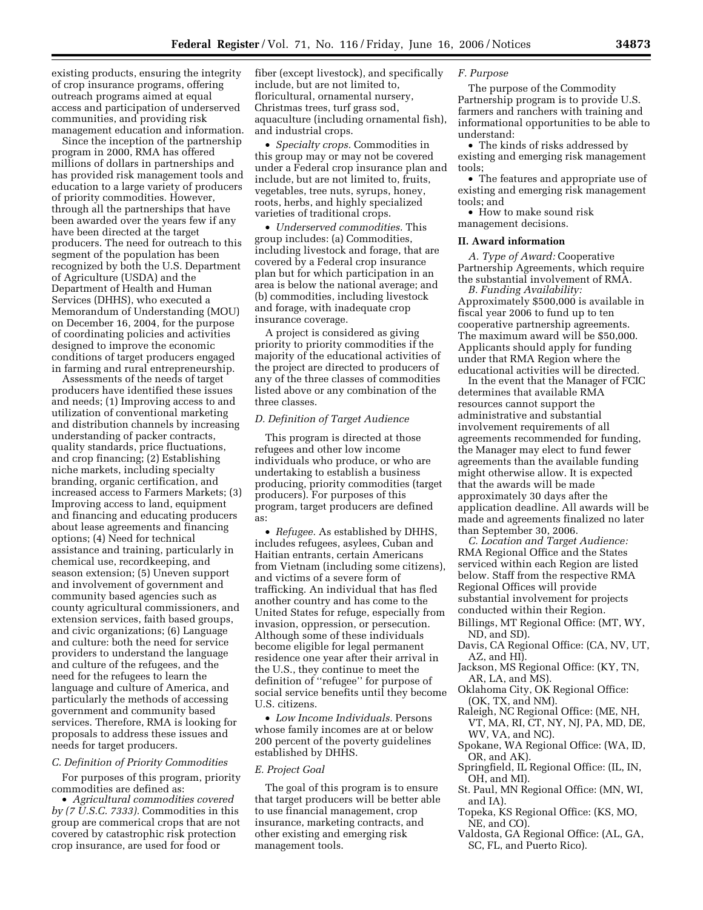existing products, ensuring the integrity of crop insurance programs, offering outreach programs aimed at equal access and participation of underserved communities, and providing risk management education and information.

Since the inception of the partnership program in 2000, RMA has offered millions of dollars in partnerships and has provided risk management tools and education to a large variety of producers of priority commodities. However, through all the partnerships that have been awarded over the years few if any have been directed at the target producers. The need for outreach to this segment of the population has been recognized by both the U.S. Department of Agriculture (USDA) and the Department of Health and Human Services (DHHS), who executed a Memorandum of Understanding (MOU) on December 16, 2004, for the purpose of coordinating policies and activities designed to improve the economic conditions of target producers engaged in farming and rural entrepreneurship.

Assessments of the needs of target producers have identified these issues and needs; (1) Improving access to and utilization of conventional marketing and distribution channels by increasing understanding of packer contracts, quality standards, price fluctuations, and crop financing; (2) Establishing niche markets, including specialty branding, organic certification, and increased access to Farmers Markets; (3) Improving access to land, equipment and financing and educating producers about lease agreements and financing options; (4) Need for technical assistance and training, particularly in chemical use, recordkeeping, and season extension; (5) Uneven support and involvement of government and community based agencies such as county agricultural commissioners, and extension services, faith based groups, and civic organizations; (6) Language and culture: both the need for service providers to understand the language and culture of the refugees, and the need for the refugees to learn the language and culture of America, and particularly the methods of accessing government and community based services. Therefore, RMA is looking for proposals to address these issues and needs for target producers.

### C. Definition of Priority Commodities

For purposes of this program, priority commodities are defined as:

- *Agricultural commodities covered by (7 U.S.C. 7333).* Commodities in this group are commerical crops that are not covered by catastrophic risk protection crop insurance, are used for food or fiber (except livestock), and specifically include, but are not limited to, floricultural, ornamental nursery, Christmas trees, turf grass sod, aquaculture (including ornamental fish), and industrial crops.
- *Specialty crops.* Commodities in this group may or may not be covered under a Federal crop insurance plan and include, but are not limited to, fruits, vegetables, tree nuts, syrups, honey, roots, herbs, and highly specialized varieties of traditional crops.
- *Underserved commodities.* This group includes: (a) Commodities, including livestock and forage, that are covered by a Federal crop insurance plan but for which participation in an area is below the national average; and (b) commodities, including livestock and forage, with inadequate crop insurance coverage.

A project is considered as giving priority to priority commodities if the majority of the educational activities of the project are directed to producers of any of the three classes of commodities listed above or any combination of the three classes.

### D. Definition of Target Audience

This program is directed at those refugees and other low income individuals who produce, or who are undertaking to establish a business producing, priority commodities (target producers). For purposes of this program, target producers are defined as:

- *Refugee.* As established by DHHS, includes refugees, asylees, Cuban and Haitian entrants, certain Americans from Vietnam (including some citizens), and victims of a severe form of trafficking. An individual that has fled another country and has come to the United States for refuge, especially from invasion, oppression, or persecution. Although some of these individuals become eligible for legal permanent residence one year after their arrival in the U.S., they continue to meet the definition of "refugee" for purpose of social service benefits until they become U.S. citizens.
- *Low Income Individuals.* Persons whose family incomes are at or below 200 percent of the poverty guidelines established by DHHS.

### E. Project Goal

The goal of this program is to ensure that target producers will be better able to use financial management, crop insurance, marketing contracts, and other existing and emerging risk management tools.

### F. Purpose

The purpose of the Commodity Partnership program is to provide U.S. farmers and ranchers with training and informational opportunities to be able to understand:

- The kinds of risks addressed by existing and emerging risk management tools;
- The features and appropriate use of existing and emerging risk management tools; and
- How to make sound risk management decisions.

## II. Award information

*A. Type of Award:* Cooperative Partnership Agreements, which require the substantial involvement of RMA.

*B. Funding Availability:* Approximately $500,000 is available in fiscal year 2006 to fund up to ten cooperative partnership agreements. The maximum award will be $50,000. Applicants should apply for funding under that RMA Region where the educational activities will be directed.

In the event that the Manager of FCIC determines that available RMA resources cannot support the administrative and substantial involvement requirements of all agreements recommended for funding, the Manager may elect to fund fewer agreements than the available funding might otherwise allow. It is expected that the awards will be made approximately 30 days after the application deadline. All awards will be made and agreements finalized no later than September 30, 2006.

*C. Location and Target Audience:* RMA Regional Office and the States serviced within each Region are listed below. Staff from the respective RMA Regional Offices will provide substantial involvement for projects conducted within their Region.

Billings, MT Regional Office: (MT, WY, ND, and SD).
Davis, CA Regional Office: (CA, NV, UT, AZ, and HI).
Jackson, MS Regional Office: (KY, TN, AR, LA, and MS).
Oklahoma City, OK Regional Office: (OK, TX, and NM).
Raleigh, NC Regional Office: (ME, NH, VT, MA, RI, CT, NY, NJ, PA, MD, DE, WV, VA, and NC).
Spokane, WA Regional Office: (WA, ID, OR, and AK).
Springfield, IL Regional Office: (IL, IN, OH, and MI).
St. Paul, MN Regional Office: (MN, WI, and IA).
Topeka, KS Regional Office: (KS, MO, NE, and CO).
Valdosta, GA Regional Office: (AL, GA, SC, FL, and Puerto Rico).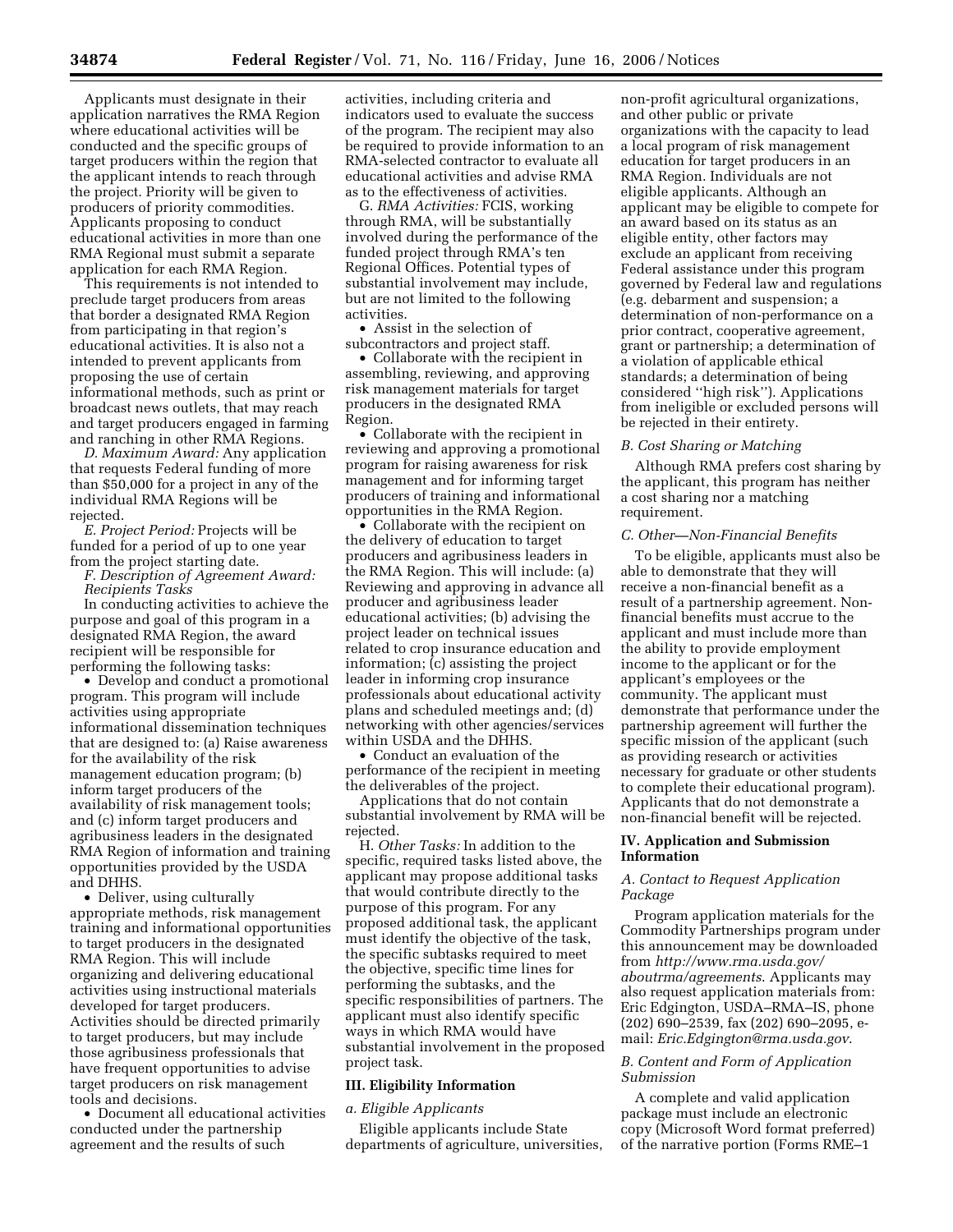Applicants must designate in their application narratives the RMA Region where educational activities will be conducted and the specific groups of target producers within the region that the applicant intends to reach through the project. Priority will be given to producers of priority commodities. Applicants proposing to conduct educational activities in more than one RMA Regional must submit a separate application for each RMA Region.

This requirements is not intended to preclude target producers from areas that border a designated RMA Region from participating in that region's educational activities. It is also not a intended to prevent applicants from proposing the use of certain informational methods, such as print or broadcast news outlets, that may reach and target producers engaged in farming and ranching in other RMA Regions.

*D. Maximum Award:* Any application that requests Federal funding of more than $50,000 for a project in any of the individual RMA Regions will be rejected.

*E. Project Period:* Projects will be funded for a period of up to one year from the project starting date.

*F. Description of Agreement Award: Recipients Tasks*

In conducting activities to achieve the purpose and goal of this program in a designated RMA Region, the award recipient will be responsible for performing the following tasks:

- Develop and conduct a promotional program. This program will include activities using appropriate informational dissemination techniques that are designed to: (a) Raise awareness for the availability of the risk management education program; (b) inform target producers of the availability of risk management tools; and (c) inform target producers and agribusiness leaders in the designated RMA Region of information and training opportunities provided by the USDA and DHHS.
- Deliver, using culturally appropriate methods, risk management training and informational opportunities to target producers in the designated RMA Region. This will include organizing and delivering educational activities using instructional materials developed for target producers. Activities should be directed primarily to target producers, but may include those agribusiness professionals that have frequent opportunities to advise target producers on risk management tools and decisions.
- Document all educational activities conducted under the partnership agreement and the results of such activities, including criteria and indicators used to evaluate the success of the program. The recipient may also be required to provide information to an RMA-selected contractor to evaluate all educational activities and advise RMA as to the effectiveness of activities.

G. *RMA Activities:* FCIS, working through RMA, will be substantially involved during the performance of the funded project through RMA's ten Regional Offices. Potential types of substantial involvement may include, but are not limited to the following activities.

- Assist in the selection of subcontractors and project staff.
- Collaborate with the recipient in assembling, reviewing, and approving risk management materials for target producers in the designated RMA Region.
- Collaborate with the recipient in reviewing and approving a promotional program for raising awareness for risk management and for informing target producers of training and informational opportunities in the RMA Region.
- Collaborate with the recipient on the delivery of education to target producers and agribusiness leaders in the RMA Region. This will include: (a) Reviewing and approving in advance all producer and agribusiness leader educational activities; (b) advising the project leader on technical issues related to crop insurance education and information; (c) assisting the project leader in informing crop insurance professionals about educational activity plans and scheduled meetings and; (d) networking with other agencies/services within USDA and the DHHS.
- Conduct an evaluation of the performance of the recipient in meeting the deliverables of the project.

Applications that do not contain substantial involvement by RMA will be rejected.

H. *Other Tasks:* In addition to the specific, required tasks listed above, the applicant may propose additional tasks that would contribute directly to the purpose of this program. For any proposed additional task, the applicant must identify the objective of the task, the specific subtasks required to meet the objective, specific time lines for performing the subtasks, and the specific responsibilities of partners. The applicant must also identify specific ways in which RMA would have substantial involvement in the proposed project task.

### III. Eligibility Information

#### *a. Eligible Applicants*

Eligible applicants include State departments of agriculture, universities, non-profit agricultural organizations, and other public or private organizations with the capacity to lead a local program of risk management education for target producers in an RMA Region. Individuals are not eligible applicants. Although an applicant may be eligible to compete for an award based on its status as an eligible entity, other factors may exclude an applicant from receiving Federal assistance under this program governed by Federal law and regulations (e.g. debarment and suspension; a determination of non-performance on a prior contract, cooperative agreement, grant or partnership; a determination of a violation of applicable ethical standards; a determination of being considered "high risk"). Applications from ineligible or excluded persons will be rejected in their entirety.

#### *B. Cost Sharing or Matching*

Although RMA prefers cost sharing by the applicant, this program has neither a cost sharing nor a matching requirement.

#### *C. Other—Non-Financial Benefits*

To be eligible, applicants must also be able to demonstrate that they will receive a non-financial benefit as a result of a partnership agreement. Non-financial benefits must accrue to the applicant and must include more than the ability to provide employment income to the applicant or for the applicant's employees or the community. The applicant must demonstrate that performance under the partnership agreement will further the specific mission of the applicant (such as providing research or activities necessary for graduate or other students to complete their educational program). Applicants that do not demonstrate a non-financial benefit will be rejected.

### IV. Application and Submission Information

#### *A. Contact to Request Application Package*

Program application materials for the Commodity Partnerships program under this announcement may be downloaded from *http://www.rma.usda.gov/aboutrma/agreements*. Applicants may also request application materials from: Eric Edgington, USDA–RMA–IS, phone (202) 690–2539, fax (202) 690–2095, e-mail: *Eric.Edgington@rma.usda.gov*.

#### *B. Content and Form of Application Submission*

A complete and valid application package must include an electronic copy (Microsoft Word format preferred) of the narrative portion (Forms RME–1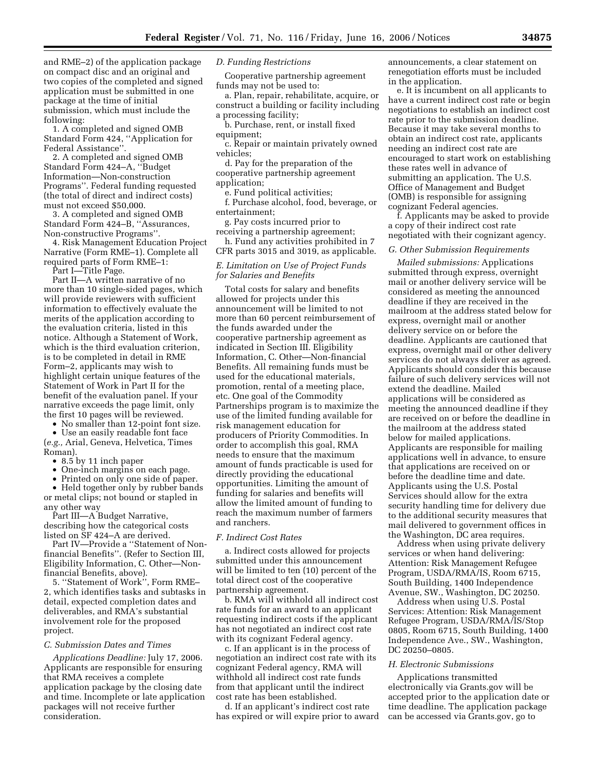and RME–2) of the application package on compact disc and an original and two copies of the completed and signed application must be submitted in one package at the time of initial submission, which must include the following:

1. A completed and signed OMB Standard Form 424, ''Application for Federal Assistance''.
2. A completed and signed OMB Standard Form 424–A, ''Budget Information—Non-construction Programs''. Federal funding requested (the total of direct and indirect costs) must not exceed $50,000.
3. A completed and signed OMB Standard Form 424–B, ''Assurances, Non-constructive Programs''.
4. Risk Management Education Project Narrative (Form RME–1). Complete all required parts of Form RME–1:

Part I—Title Page.

Part II—A written narrative of no more than 10 single-sided pages, which will provide reviewers with sufficient information to effectively evaluate the merits of the application according to the evaluation criteria, listed in this notice. Although a Statement of Work, which is the third evaluation criterion, is to be completed in detail in RME Form–2, applicants may wish to highlight certain unique features of the Statement of Work in Part II for the benefit of the evaluation panel. If your narrative exceeds the page limit, only the first 10 pages will be reviewed.

- No smaller than 12-point font size.
- Use an easily readable font face (*e.g.,* Arial, Geneva, Helvetica, Times Roman).
- 8.5 by 11 inch paper
- One-inch margins on each page.
- Printed on only one side of paper.
- Held together only by rubber bands or metal clips; not bound or stapled in any other way

Part III—A Budget Narrative, describing how the categorical costs listed on SF 424–A are derived.

Part IV—Provide a ''Statement of Non-financial Benefits''. (Refer to Section III, Eligibility Information, C. Other—Non-financial Benefits, above).

5. ''Statement of Work'', Form RME–2, which identifies tasks and subtasks in detail, expected completion dates and deliverables, and RMA's substantial involvement role for the proposed project.

### *C. Submission Dates and Times*

*Applications Deadline:* July 17, 2006. Applicants are responsible for ensuring that RMA receives a complete application package by the closing date and time. Incomplete or late application packages will not receive further consideration.

### *D. Funding Restrictions*

Cooperative partnership agreement funds may not be used to:

a. Plan, repair, rehabilitate, acquire, or construct a building or facility including a processing facility;

b. Purchase, rent, or install fixed equipment;

c. Repair or maintain privately owned vehicles;

d. Pay for the preparation of the cooperative partnership agreement application;

e. Fund political activities;

f. Purchase alcohol, food, beverage, or entertainment;

g. Pay costs incurred prior to receiving a partnership agreement;

h. Fund any activities prohibited in 7 CFR parts 3015 and 3019, as applicable.

### *E. Limitation on Use of Project Funds for Salaries and Benefits*

Total costs for salary and benefits allowed for projects under this announcement will be limited to not more than 60 percent reimbursement of the funds awarded under the cooperative partnership agreement as indicated in Section III. Eligibility Information, C. Other—Non-financial Benefits. All remaining funds must be used for the educational materials, promotion, rental of a meeting place, etc. One goal of the Commodity Partnerships program is to maximize the use of the limited funding available for risk management education for producers of Priority Commodities. In order to accomplish this goal, RMA needs to ensure that the maximum amount of funds practicable is used for directly providing the educational opportunities. Limiting the amount of funding for salaries and benefits will allow the limited amount of funding to reach the maximum number of farmers and ranchers.

### *F. Indirect Cost Rates*

a. Indirect costs allowed for projects submitted under this announcement will be limited to ten (10) percent of the total direct cost of the cooperative partnership agreement.

b. RMA will withhold all indirect cost rate funds for an award to an applicant requesting indirect costs if the applicant has not negotiated an indirect cost rate with its cognizant Federal agency.

c. If an applicant is in the process of negotiation an indirect cost rate with its cognizant Federal agency, RMA will withhold all indirect cost rate funds from that applicant until the indirect cost rate has been established.

d. If an applicant's indirect cost rate has expired or will expire prior to award announcements, a clear statement on renegotiation efforts must be included in the application.

e. It is incumbent on all applicants to have a current indirect cost rate or begin negotiations to establish an indirect cost rate prior to the submission deadline. Because it may take several months to obtain an indirect cost rate, applicants needing an indirect cost rate are encouraged to start work on establishing these rates well in advance of submitting an application. The U.S. Office of Management and Budget (OMB) is responsible for assigning cognizant Federal agencies.

f. Applicants may be asked to provide a copy of their indirect cost rate negotiated with their cognizant agency.

### *G. Other Submission Requirements*

*Mailed submissions:* Applications submitted through express, overnight mail or another delivery service will be considered as meeting the announced deadline if they are received in the mailroom at the address stated below for express, overnight mail or another delivery service on or before the deadline. Applicants are cautioned that express, overnight mail or other delivery services do not always deliver as agreed. Applicants should consider this because failure of such delivery services will not extend the deadline. Mailed applications will be considered as meeting the announced deadline if they are received on or before the deadline in the mailroom at the address stated below for mailed applications. Applicants are responsible for mailing applications well in advance, to ensure that applications are received on or before the deadline time and date. Applicants using the U.S. Postal Services should allow for the extra security handling time for delivery due to the additional security measures that mail delivered to government offices in the Washington, DC area requires.

Address when using private delivery services or when hand delivering: Attention: Risk Management Refugee Program, USDA/RMA/IS, Room 6715, South Building, 1400 Independence Avenue, SW., Washington, DC 20250.

Address when using U.S. Postal Services: Attention: Risk Management Refugee Program, USDA/RMA/IS/Stop 0805, Room 6715, South Building, 1400 Independence Ave., SW., Washington, DC 20250–0805.

### *H. Electronic Submissions*

Applications transmitted electronically via Grants.gov will be accepted prior to the application date or time deadline. The application package can be accessed via Grants.gov, go to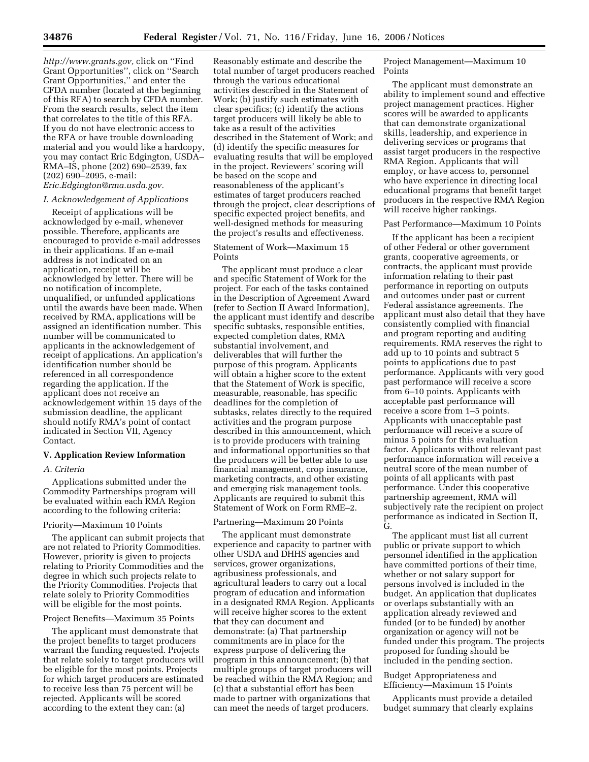*http://www.grants.gov,* click on ''Find Grant Opportunities'', click on ''Search Grant Opportunities,'' and enter the CFDA number (located at the beginning of this RFA) to search by CFDA number. From the search results, select the item that correlates to the title of this RFA. If you do not have electronic access to the RFA or have trouble downloading material and you would like a hardcopy, you may contact Eric Edgington, USDA–RMA–IS, phone (202) 690–2539, fax (202) 690–2095, e-mail: *Eric.Edgington@rma.usda.gov.*

*I. Acknowledgement of Applications*

Receipt of applications will be acknowledged by e-mail, whenever possible. Therefore, applicants are encouraged to provide e-mail addresses in their applications. If an e-mail address is not indicated on an application, receipt will be acknowledged by letter. There will be no notification of incomplete, unqualified, or unfunded applications until the awards have been made. When received by RMA, applications will be assigned an identification number. This number will be communicated to applicants in the acknowledgement of receipt of applications. An application's identification number should be referenced in all correspondence regarding the application. If the applicant does not receive an acknowledgement within 15 days of the submission deadline, the applicant should notify RMA's point of contact indicated in Section VII, Agency Contact.

## V. Application Review Information

*A. Criteria*

Applications submitted under the Commodity Partnerships program will be evaluated within each RMA Region according to the following criteria:

Priority—Maximum 10 Points

The applicant can submit projects that are not related to Priority Commodities. However, priority is given to projects relating to Priority Commodities and the degree in which such projects relate to the Priority Commodities. Projects that relate solely to Priority Commodities will be eligible for the most points.

Project Benefits—Maximum 35 Points

The applicant must demonstrate that the project benefits to target producers warrant the funding requested. Projects that relate solely to target producers will be eligible for the most points. Projects for which target producers are estimated to receive less than 75 percent will be rejected. Applicants will be scored according to the extent they can: (a) Reasonably estimate and describe the total number of target producers reached through the various educational activities described in the Statement of Work; (b) justify such estimates with clear specifics; (c) identify the actions target producers will likely be able to take as a result of the activities described in the Statement of Work; and (d) identify the specific measures for evaluating results that will be employed in the project. Reviewers' scoring will be based on the scope and reasonableness of the applicant's estimates of target producers reached through the project, clear descriptions of specific expected project benefits, and well-designed methods for measuring the project's results and effectiveness.

Statement of Work—Maximum 15 Points

The applicant must produce a clear and specific Statement of Work for the project. For each of the tasks contained in the Description of Agreement Award (refer to Section II Award Information), the applicant must identify and describe specific subtasks, responsible entities, expected completion dates, RMA substantial involvement, and deliverables that will further the purpose of this program. Applicants will obtain a higher score to the extent that the Statement of Work is specific, measurable, reasonable, has specific deadlines for the completion of subtasks, relates directly to the required activities and the program purpose described in this announcement, which is to provide producers with training and informational opportunities so that the producers will be better able to use financial management, crop insurance, marketing contracts, and other existing and emerging risk management tools. Applicants are required to submit this Statement of Work on Form RME–2.

Partnering—Maximum 20 Points

The applicant must demonstrate experience and capacity to partner with other USDA and DHHS agencies and services, grower organizations, agribusiness professionals, and agricultural leaders to carry out a local program of education and information in a designated RMA Region. Applicants will receive higher scores to the extent that they can document and demonstrate: (a) That partnership commitments are in place for the express purpose of delivering the program in this announcement; (b) that multiple groups of target producers will be reached within the RMA Region; and (c) that a substantial effort has been made to partner with organizations that can meet the needs of target producers.

Project Management—Maximum 10 Points

The applicant must demonstrate an ability to implement sound and effective project management practices. Higher scores will be awarded to applicants that can demonstrate organizational skills, leadership, and experience in delivering services or programs that assist target producers in the respective RMA Region. Applicants that will employ, or have access to, personnel who have experience in directing local educational programs that benefit target producers in the respective RMA Region will receive higher rankings.

Past Performance—Maximum 10 Points

If the applicant has been a recipient of other Federal or other government grants, cooperative agreements, or contracts, the applicant must provide information relating to their past performance in reporting on outputs and outcomes under past or current Federal assistance agreements. The applicant must also detail that they have consistently complied with financial and program reporting and auditing requirements. RMA reserves the right to add up to 10 points and subtract 5 points to applications due to past performance. Applicants with very good past performance will receive a score from 6–10 points. Applicants with acceptable past performance will receive a score from 1–5 points. Applicants with unacceptable past performance will receive a score of minus 5 points for this evaluation factor. Applicants without relevant past performance information will receive a neutral score of the mean number of points of all applicants with past performance. Under this cooperative partnership agreement, RMA will subjectively rate the recipient on project performance as indicated in Section II, G.

The applicant must list all current public or private support to which personnel identified in the application have committed portions of their time, whether or not salary support for persons involved is included in the budget. An application that duplicates or overlaps substantially with an application already reviewed and funded (or to be funded) by another organization or agency will not be funded under this program. The projects proposed for funding should be included in the pending section.

Budget Appropriateness and Efficiency—Maximum 15 Points

Applicants must provide a detailed budget summary that clearly explains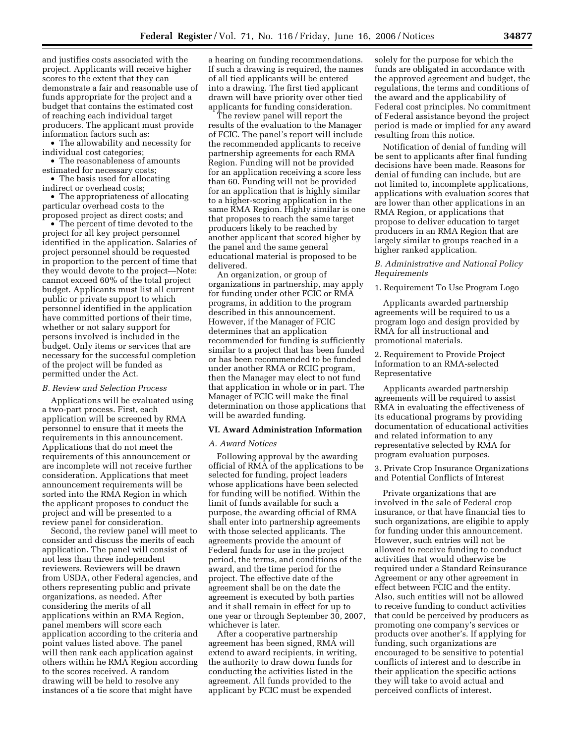and justifies costs associated with the project. Applicants will receive higher scores to the extent that they can demonstrate a fair and reasonable use of funds appropriate for the project and a budget that contains the estimated cost of reaching each individual target producers. The applicant must provide information factors such as:

- The allowability and necessity for individual cost categories;
- The reasonableness of amounts estimated for necessary costs;
- The basis used for allocating indirect or overhead costs;
- The appropriateness of allocating particular overhead costs to the proposed project as direct costs; and
- The percent of time devoted to the project for all key project personnel identified in the application. Salaries of project personnel should be requested in proportion to the percent of time that they would devote to the project—Note: cannot exceed 60% of the total project budget. Applicants must list all current public or private support to which personnel identified in the application have committed portions of their time, whether or not salary support for persons involved is included in the budget. Only items or services that are necessary for the successful completion of the project will be funded as permitted under the Act.

*B. Review and Selection Process*

Applications will be evaluated using a two-part process. First, each application will be screened by RMA personnel to ensure that it meets the requirements in this announcement. Applications that do not meet the requirements of this announcement or are incomplete will not receive further consideration. Applications that meet announcement requirements will be sorted into the RMA Region in which the applicant proposes to conduct the project and will be presented to a review panel for consideration.

Second, the review panel will meet to consider and discuss the merits of each application. The panel will consist of not less than three independent reviewers. Reviewers will be drawn from USDA, other Federal agencies, and others representing public and private organizations, as needed. After considering the merits of all applications within an RMA Region, panel members will score each application according to the criteria and point values listed above. The panel will then rank each application against others within he RMA Region according to the scores received. A random drawing will be held to resolve any instances of a tie score that might have a hearing on funding recommendations. If such a drawing is required, the names of all tied applicants will be entered into a drawing. The first tied applicant drawn will have priority over other tied applicants for funding consideration.

The review panel will report the results of the evaluation to the Manager of FCIC. The panel's report will include the recommended applicants to receive partnership agreements for each RMA Region. Funding will not be provided for an application receiving a score less than 60. Funding will not be provided for an application that is highly similar to a higher-scoring application in the same RMA Region. Highly similar is one that proposes to reach the same target producers likely to be reached by another applicant that scored higher by the panel and the same general educational material is proposed to be delivered.

An organization, or group of organizations in partnership, may apply for funding under other FCIC or RMA programs, in addition to the program described in this announcement. However, if the Manager of FCIC determines that an application recommended for funding is sufficiently similar to a project that has been funded or has been recommended to be funded under another RMA or RCIC program, then the Manager may elect to not fund that application in whole or in part. The Manager of FCIC will make the final determination on those applications that will be awarded funding.

## VI. Award Administration Information

*A. Award Notices*

Following approval by the awarding official of RMA of the applications to be selected for funding, project leaders whose applications have been selected for funding will be notified. Within the limit of funds available for such a purpose, the awarding official of RMA shall enter into partnership agreements with those selected applicants. The agreements provide the amount of Federal funds for use in the project period, the terms, and conditions of the award, and the time period for the project. The effective date of the agreement shall be on the date the agreement is executed by both parties and it shall remain in effect for up to one year or through September 30, 2007, whichever is later.

After a cooperative partnership agreement has been signed, RMA will extend to award recipients, in writing, the authority to draw down funds for conducting the activities listed in the agreement. All funds provided to the applicant by FCIC must be expended solely for the purpose for which the funds are obligated in accordance with the approved agreement and budget, the regulations, the terms and conditions of the award and the applicability of Federal cost principles. No commitment of Federal assistance beyond the project period is made or implied for any award resulting from this notice.

Notification of denial of funding will be sent to applicants after final funding decisions have been made. Reasons for denial of funding can include, but are not limited to, incomplete applications, applications with evaluation scores that are lower than other applications in an RMA Region, or applications that propose to deliver education to target producers in an RMA Region that are largely similar to groups reached in a higher ranked application.

*B. Administrative and National Policy Requirements*

1. Requirement To Use Program Logo

Applicants awarded partnership agreements will be required to us a program logo and design provided by RMA for all instructional and promotional materials.

2. Requirement to Provide Project Information to an RMA-selected Representative

Applicants awarded partnership agreements will be required to assist RMA in evaluating the effectiveness of its educational programs by providing documentation of educational activities and related information to any representative selected by RMA for program evaluation purposes.

3. Private Crop Insurance Organizations and Potential Conflicts of Interest

Private organizations that are involved in the sale of Federal crop insurance, or that have financial ties to such organizations, are eligible to apply for funding under this announcement. However, such entries will not be allowed to receive funding to conduct activities that would otherwise be required under a Standard Reinsurance Agreement or any other agreement in effect between FCIC and the entity. Also, such entities will not be allowed to receive funding to conduct activities that could be perceived by producers as promoting one company's services or products over another's. If applying for funding, such organizations are encouraged to be sensitive to potential conflicts of interest and to describe in their application the specific actions they will take to avoid actual and perceived conflicts of interest.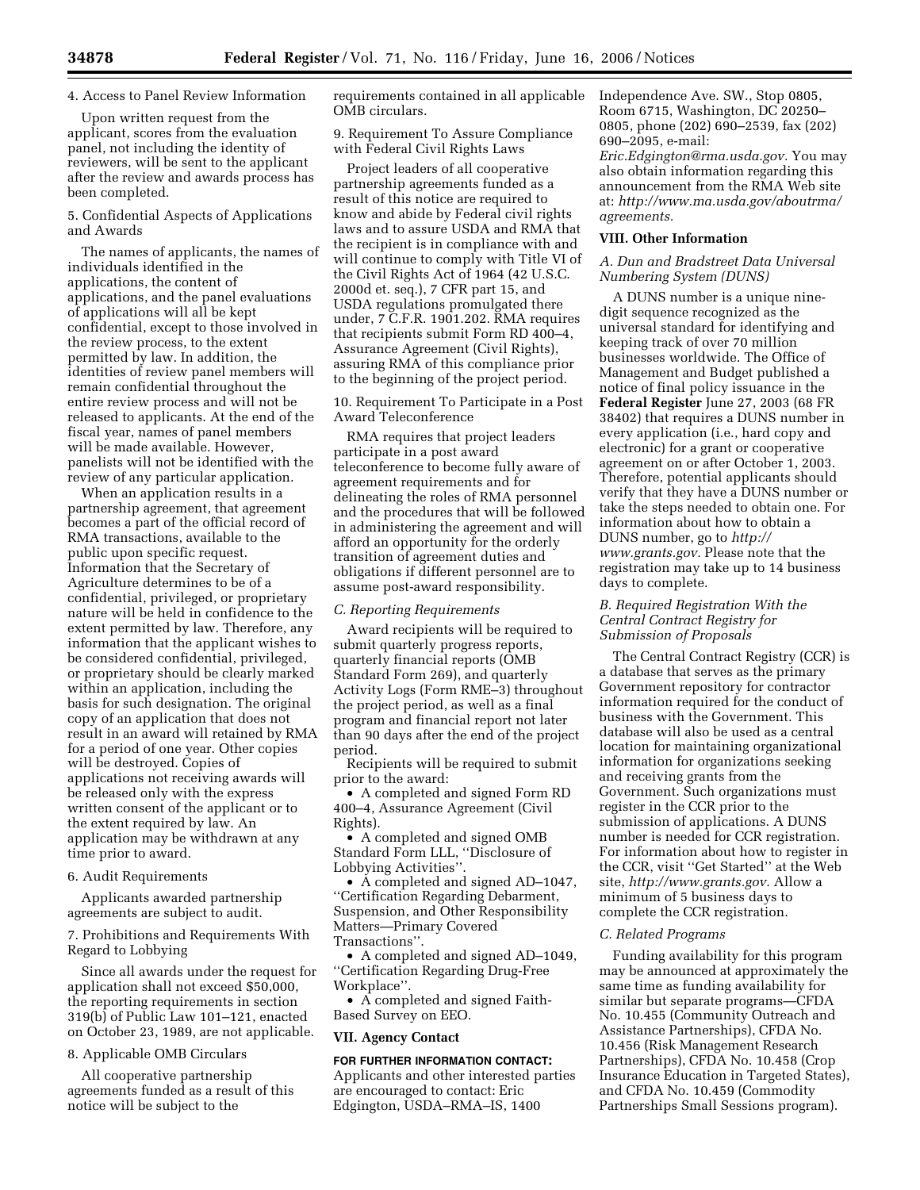4. Access to Panel Review Information

Upon written request from the applicant, scores from the evaluation panel, not including the identity of reviewers, will be sent to the applicant after the review and awards process has been completed.

5. Confidential Aspects of Applications and Awards

The names of applicants, the names of individuals identified in the applications, the content of applications, and the panel evaluations of applications will all be kept confidential, except to those involved in the review process, to the extent permitted by law. In addition, the identities of review panel members will remain confidential throughout the entire review process and will not be released to applicants. At the end of the fiscal year, names of panel members will be made available. However, panelists will not be identified with the review of any particular application.

When an application results in a partnership agreement, that agreement becomes a part of the official record of RMA transactions, available to the public upon specific request. Information that the Secretary of Agriculture determines to be of a confidential, privileged, or proprietary nature will be held in confidence to the extent permitted by law. Therefore, any information that the applicant wishes to be considered confidential, privileged, or proprietary should be clearly marked within an application, including the basis for such designation. The original copy of an application that does not result in an award will retained by RMA for a period of one year. Other copies will be destroyed. Copies of applications not receiving awards will be released only with the express written consent of the applicant or to the extent required by law. An application may be withdrawn at any time prior to award.

6. Audit Requirements

Applicants awarded partnership agreements are subject to audit.

7. Prohibitions and Requirements With Regard to Lobbying

Since all awards under the request for application shall not exceed $50,000, the reporting requirements in section 319(b) of Public Law 101–121, enacted on October 23, 1989, are not applicable.

8. Applicable OMB Circulars

All cooperative partnership agreements funded as a result of this notice will be subject to the requirements contained in all applicable OMB circulars.

9. Requirement To Assure Compliance with Federal Civil Rights Laws

Project leaders of all cooperative partnership agreements funded as a result of this notice are required to know and abide by Federal civil rights laws and to assure USDA and RMA that the recipient is in compliance with and will continue to comply with Title VI of the Civil Rights Act of 1964 (42 U.S.C. 2000d et. seq.), 7 CFR part 15, and USDA regulations promulgated there under, 7 C.F.R. 1901.202. RMA requires that recipients submit Form RD 400–4, Assurance Agreement (Civil Rights), assuring RMA of this compliance prior to the beginning of the project period.

10. Requirement To Participate in a Post Award Teleconference

RMA requires that project leaders participate in a post award teleconference to become fully aware of agreement requirements and for delineating the roles of RMA personnel and the procedures that will be followed in administering the agreement and will afford an opportunity for the orderly transition of agreement duties and obligations if different personnel are to assume post-award responsibility.

### *C. Reporting Requirements*

Award recipients will be required to submit quarterly progress reports, quarterly financial reports (OMB Standard Form 269), and quarterly Activity Logs (Form RME–3) throughout the project period, as well as a final program and financial report not later than 90 days after the end of the project period.

Recipients will be required to submit prior to the award:

- A completed and signed Form RD 400–4, Assurance Agreement (Civil Rights).
- A completed and signed OMB Standard Form LLL, ''Disclosure of Lobbying Activities''.
- A completed and signed AD–1047, ''Certification Regarding Debarment, Suspension, and Other Responsibility Matters—Primary Covered Transactions''.
- A completed and signed AD–1049, ''Certification Regarding Drug-Free Workplace''.
- A completed and signed Faith-Based Survey on EEO.

## VII. Agency Contact

**FOR FURTHER INFORMATION CONTACT:** Applicants and other interested parties are encouraged to contact: Eric Edgington, USDA–RMA–IS, 1400 Independence Ave. SW., Stop 0805, Room 6715, Washington, DC 20250–0805, phone (202) 690–2539, fax (202) 690–2095, e-mail: *Eric.Edgington@rma.usda.gov.* You may also obtain information regarding this announcement from the RMA Web site at: *http://www.ma.usda.gov/aboutrma/agreements.*

## VIII. Other Information

### *A. Dun and Bradstreet Data Universal Numbering System (DUNS)*

A DUNS number is a unique nine-digit sequence recognized as the universal standard for identifying and keeping track of over 70 million businesses worldwide. The Office of Management and Budget published a notice of final policy issuance in the **Federal Register** June 27, 2003 (68 FR 38402) that requires a DUNS number in every application (i.e., hard copy and electronic) for a grant or cooperative agreement on or after October 1, 2003. Therefore, potential applicants should verify that they have a DUNS number or take the steps needed to obtain one. For information about how to obtain a DUNS number, go to *http://www.grants.gov.* Please note that the registration may take up to 14 business days to complete.

### *B. Required Registration With the Central Contract Registry for Submission of Proposals*

The Central Contract Registry (CCR) is a database that serves as the primary Government repository for contractor information required for the conduct of business with the Government. This database will also be used as a central location for maintaining organizational information for organizations seeking and receiving grants from the Government. Such organizations must register in the CCR prior to the submission of applications. A DUNS number is needed for CCR registration. For information about how to register in the CCR, visit ''Get Started'' at the Web site, *http://www.grants.gov.* Allow a minimum of 5 business days to complete the CCR registration.

### *C. Related Programs*

Funding availability for this program may be announced at approximately the same time as funding availability for similar but separate programs—CFDA No. 10.455 (Community Outreach and Assistance Partnerships), CFDA No. 10.456 (Risk Management Research Partnerships), CFDA No. 10.458 (Crop Insurance Education in Targeted States), and CFDA No. 10.459 (Commodity Partnerships Small Sessions program).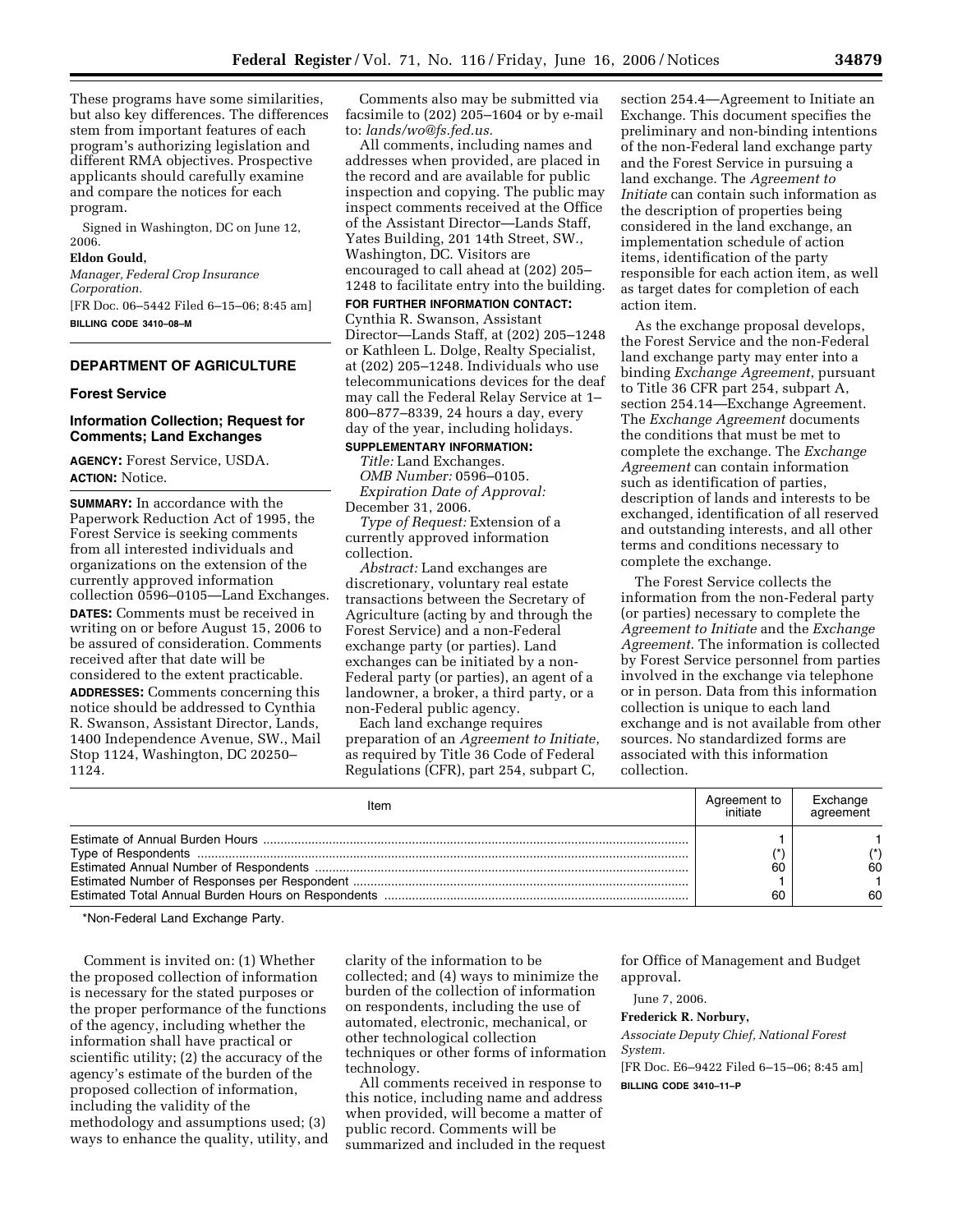These programs have some similarities, but also key differences. The differences stem from important features of each program's authorizing legislation and different RMA objectives. Prospective applicants should carefully examine and compare the notices for each program.

Signed in Washington, DC on June 12, 2006.

**Eldon Gould,**

*Manager, Federal Crop Insurance Corporation.*

[FR Doc. 06–5442 Filed 6–15–06; 8:45 am]

**BILLING CODE 3410–08–M**

## DEPARTMENT OF AGRICULTURE

### Forest Service

### Information Collection; Request for Comments; Land Exchanges

**AGENCY:** Forest Service, USDA.

**ACTION:** Notice.

**SUMMARY:** In accordance with the Paperwork Reduction Act of 1995, the Forest Service is seeking comments from all interested individuals and organizations on the extension of the currently approved information collection 0596–0105—Land Exchanges.

**DATES:** Comments must be received in writing on or before August 15, 2006 to be assured of consideration. Comments received after that date will be considered to the extent practicable.

**ADDRESSES:** Comments concerning this notice should be addressed to Cynthia R. Swanson, Assistant Director, Lands, 1400 Independence Avenue, SW., Mail Stop 1124, Washington, DC 20250–1124.

Comments also may be submitted via facsimile to (202) 205–1604 or by e-mail to: *lands/wo@fs.fed.us.*

All comments, including names and addresses when provided, are placed in the record and are available for public inspection and copying. The public may inspect comments received at the Office of the Assistant Director—Lands Staff, Yates Building, 201 14th Street, SW., Washington, DC. Visitors are encouraged to call ahead at (202) 205–1248 to facilitate entry into the building.

**FOR FURTHER INFORMATION CONTACT:** Cynthia R. Swanson, Assistant Director—Lands Staff, at (202) 205–1248 or Kathleen L. Dolge, Realty Specialist, at (202) 205–1248. Individuals who use telecommunications devices for the deaf may call the Federal Relay Service at 1–800–877–8339, 24 hours a day, every day of the year, including holidays.

**SUPPLEMENTARY INFORMATION:**

*Title:* Land Exchanges.

*OMB Number:* 0596–0105.

*Expiration Date of Approval:* December 31, 2006.

*Type of Request:* Extension of a currently approved information collection.

*Abstract:* Land exchanges are discretionary, voluntary real estate transactions between the Secretary of Agriculture (acting by and through the Forest Service) and a non-Federal exchange party (or parties). Land exchanges can be initiated by a non-Federal party (or parties), an agent of a landowner, a broker, a third party, or a non-Federal public agency.

Each land exchange requires preparation of an *Agreement to Initiate*, as required by Title 36 Code of Federal Regulations (CFR), part 254, subpart C, section 254.4—Agreement to Initiate an Exchange. This document specifies the preliminary and non-binding intentions of the non-Federal land exchange party and the Forest Service in pursuing a land exchange. The *Agreement to Initiate* can contain such information as the description of properties being considered in the land exchange, an implementation schedule of action items, identification of the party responsible for each action item, as well as target dates for completion of each action item.

As the exchange proposal develops, the Forest Service and the non-Federal land exchange party may enter into a binding *Exchange Agreement*, pursuant to Title 36 CFR part 254, subpart A, section 254.14—Exchange Agreement. The *Exchange Agreement* documents the conditions that must be met to complete the exchange. The *Exchange Agreement* can contain information such as identification of parties, description of lands and interests to be exchanged, identification of all reserved and outstanding interests, and all other terms and conditions necessary to complete the exchange.

The Forest Service collects the information from the non-Federal party (or parties) necessary to complete the *Agreement to Initiate* and the *Exchange Agreement*. The information is collected by Forest Service personnel from parties involved in the exchange via telephone or in person. Data from this information collection is unique to each land exchange and is not available from other sources. No standardized forms are associated with this information collection.

| Item | Agreement to initiate | Exchange agreement |
|---|---|---|
| Estimate of Annual Burden Hours | 1 | 1 |
| Type of Respondents | (*) | (*) |
| Estimated Annual Number of Respondents | 60 | 60 |
| Estimated Number of Responses per Respondent | 1 | 1 |
| Estimated Total Annual Burden Hours on Respondents | 60 | 60 |

*Non-Federal Land Exchange Party.

Comment is invited on: (1) Whether the proposed collection of information is necessary for the stated purposes or the proper performance of the functions of the agency, including whether the information shall have practical or scientific utility; (2) the accuracy of the agency's estimate of the burden of the proposed collection of information, including the validity of the methodology and assumptions used; (3) ways to enhance the quality, utility, and clarity of the information to be collected; and (4) ways to minimize the burden of the collection of information on respondents, including the use of automated, electronic, mechanical, or other technological collection techniques or other forms of information technology.

All comments received in response to this notice, including name and address when provided, will become a matter of public record. Comments will be summarized and included in the request for Office of Management and Budget approval.

June 7, 2006.

**Frederick R. Norbury,**

*Associate Deputy Chief, National Forest System.*

[FR Doc. E6–9422 Filed 6–15–06; 8:45 am]

**BILLING CODE 3410–11–P**